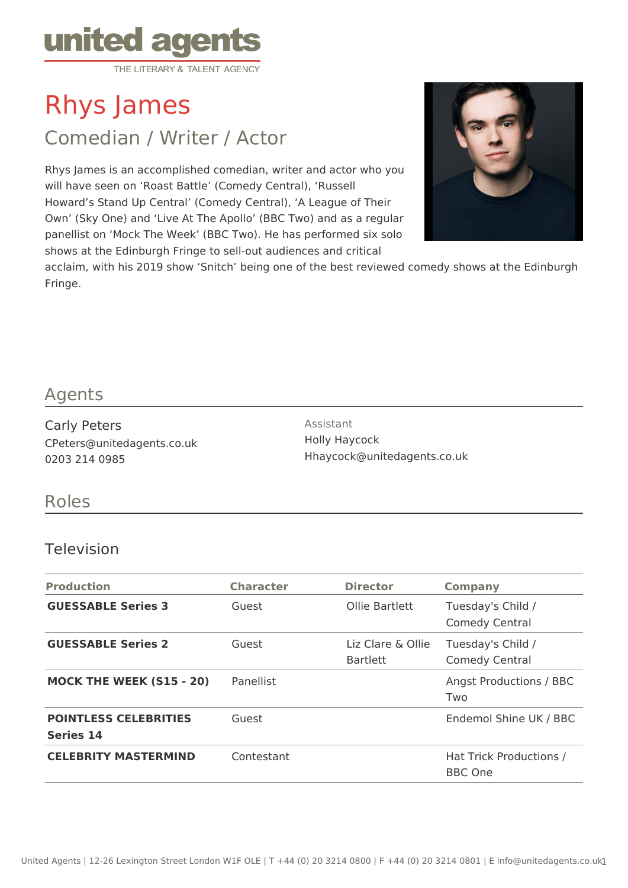united agents
THE LITERARY & TALENT AGENCY

# Rhys James

## Comedian / Writer / Actor

Rhys James is an accomplished comedian, writer and actor who you will have seen on 'Roast Battle' (Comedy Central), 'Russell Howard's Stand Up Central' (Comedy Central), 'A League of Their Own' (Sky One) and 'Live At The Apollo' (BBC Two) and as a regular panellist on 'Mock The Week' (BBC Two). He has performed six solo shows at the Edinburgh Fringe to sell-out audiences and critical acclaim, with his 2019 show 'Snitch' being one of the best reviewed comedy shows at the Edinburgh Fringe.

## Agents

Carly Peters
CPeters@unitedagents.co.uk
0203 214 0985

Assistant
Holly Haycock
Hhaycock@unitedagents.co.uk

## Roles

### Television

| Production | Character | Director | Company |
|---|---|---|---|
| **GUESSABLE Series 3** | Guest | Ollie Bartlett | Tuesday's Child / Comedy Central |
| **GUESSABLE Series 2** | Guest | Liz Clare & Ollie Bartlett | Tuesday's Child / Comedy Central |
| **MOCK THE WEEK (S15 - 20)** | Panellist | | Angst Productions / BBC Two |
| **POINTLESS CELEBRITIES Series 14** | Guest | | Endemol Shine UK / BBC |
| **CELEBRITY MASTERMIND** | Contestant | | Hat Trick Productions / BBC One |

United Agents | 12-26 Lexington Street London W1F OLE | T +44 (0) 20 3214 0800 | F +44 (0) 20 3214 0801 | E info@unitedagents.co.uk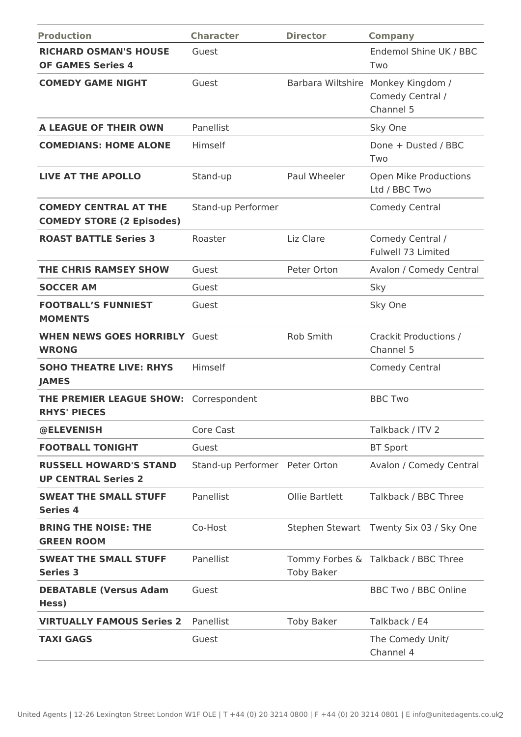| Production | Character | Director | Company |
|---|---|---|---|
| **RICHARD OSMAN'S HOUSE OF GAMES Series 4** | Guest | | Endemol Shine UK / BBC Two |
| **COMEDY GAME NIGHT** | Guest | Barbara Wiltshire | Monkey Kingdom / Comedy Central / Channel 5 |
| **A LEAGUE OF THEIR OWN** | Panellist | | Sky One |
| **COMEDIANS: HOME ALONE** | Himself | | Done + Dusted / BBC Two |
| **LIVE AT THE APOLLO** | Stand-up | Paul Wheeler | Open Mike Productions Ltd / BBC Two |
| **COMEDY CENTRAL AT THE COMEDY STORE (2 Episodes)** | Stand-up Performer | | Comedy Central |
| **ROAST BATTLE Series 3** | Roaster | Liz Clare | Comedy Central / Fulwell 73 Limited |
| **THE CHRIS RAMSEY SHOW** | Guest | Peter Orton | Avalon / Comedy Central |
| **SOCCER AM** | Guest | | Sky |
| **FOOTBALL'S FUNNIEST MOMENTS** | Guest | | Sky One |
| **WHEN NEWS GOES HORRIBLY WRONG** | Guest | Rob Smith | Crackit Productions / Channel 5 |
| **SOHO THEATRE LIVE: RHYS JAMES** | Himself | | Comedy Central |
| **THE PREMIER LEAGUE SHOW: RHYS' PIECES** | Correspondent | | BBC Two |
| **@ELEVENISH** | Core Cast | | Talkback / ITV 2 |
| **FOOTBALL TONIGHT** | Guest | | BT Sport |
| **RUSSELL HOWARD'S STAND UP CENTRAL Series 2** | Stand-up Performer | Peter Orton | Avalon / Comedy Central |
| **SWEAT THE SMALL STUFF Series 4** | Panellist | Ollie Bartlett | Talkback / BBC Three |
| **BRING THE NOISE: THE GREEN ROOM** | Co-Host | Stephen Stewart | Twenty Six 03 / Sky One |
| **SWEAT THE SMALL STUFF Series 3** | Panellist | Tommy Forbes & Toby Baker | Talkback / BBC Three |
| **DEBATABLE (Versus Adam Hess)** | Guest | | BBC Two / BBC Online |
| **VIRTUALLY FAMOUS Series 2** | Panellist | Toby Baker | Talkback / E4 |
| **TAXI GAGS** | Guest | | The Comedy Unit/ Channel 4 |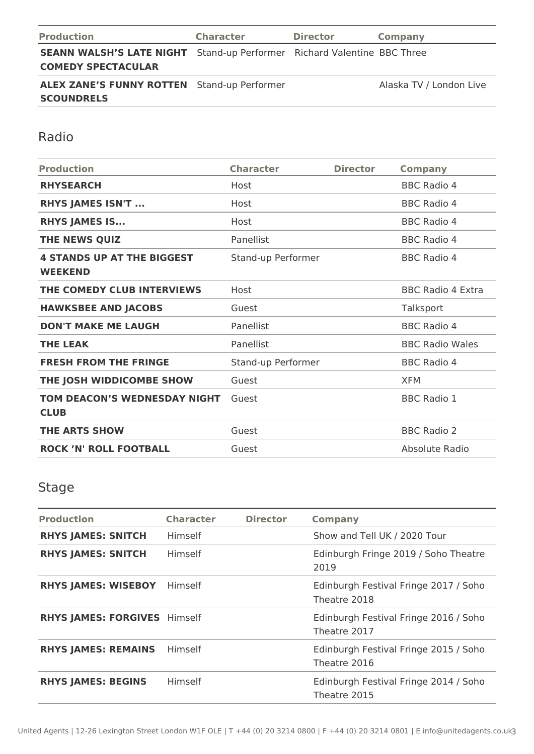| Production | Character | Director | Company |
|---|---|---|---|
| **SEANN WALSH'S LATE NIGHT COMEDY SPECTACULAR** | Stand-up Performer | Richard Valentine | BBC Three |
| **ALEX ZANE'S FUNNY ROTTEN SCOUNDRELS** | Stand-up Performer | | Alaska TV / London Live |

## Radio

| Production | Character | Director | Company |
|---|---|---|---|
| **RHYSEARCH** | Host | | BBC Radio 4 |
| **RHYS JAMES ISN'T ...** | Host | | BBC Radio 4 |
| **RHYS JAMES IS...** | Host | | BBC Radio 4 |
| **THE NEWS QUIZ** | Panellist | | BBC Radio 4 |
| **4 STANDS UP AT THE BIGGEST WEEKEND** | Stand-up Performer | | BBC Radio 4 |
| **THE COMEDY CLUB INTERVIEWS** | Host | | BBC Radio 4 Extra |
| **HAWKSBEE AND JACOBS** | Guest | | Talksport |
| **DON'T MAKE ME LAUGH** | Panellist | | BBC Radio 4 |
| **THE LEAK** | Panellist | | BBC Radio Wales |
| **FRESH FROM THE FRINGE** | Stand-up Performer | | BBC Radio 4 |
| **THE JOSH WIDDICOMBE SHOW** | Guest | | XFM |
| **TOM DEACON'S WEDNESDAY NIGHT CLUB** | Guest | | BBC Radio 1 |
| **THE ARTS SHOW** | Guest | | BBC Radio 2 |
| **ROCK 'N' ROLL FOOTBALL** | Guest | | Absolute Radio |

## Stage

| Production | Character | Director | Company |
|---|---|---|---|
| **RHYS JAMES: SNITCH** | Himself | | Show and Tell UK / 2020 Tour |
| **RHYS JAMES: SNITCH** | Himself | | Edinburgh Fringe 2019 / Soho Theatre 2019 |
| **RHYS JAMES: WISEBOY** | Himself | | Edinburgh Festival Fringe 2017 / Soho Theatre 2018 |
| **RHYS JAMES: FORGIVES** | Himself | | Edinburgh Festival Fringe 2016 / Soho Theatre 2017 |
| **RHYS JAMES: REMAINS** | Himself | | Edinburgh Festival Fringe 2015 / Soho Theatre 2016 |
| **RHYS JAMES: BEGINS** | Himself | | Edinburgh Festival Fringe 2014 / Soho Theatre 2015 |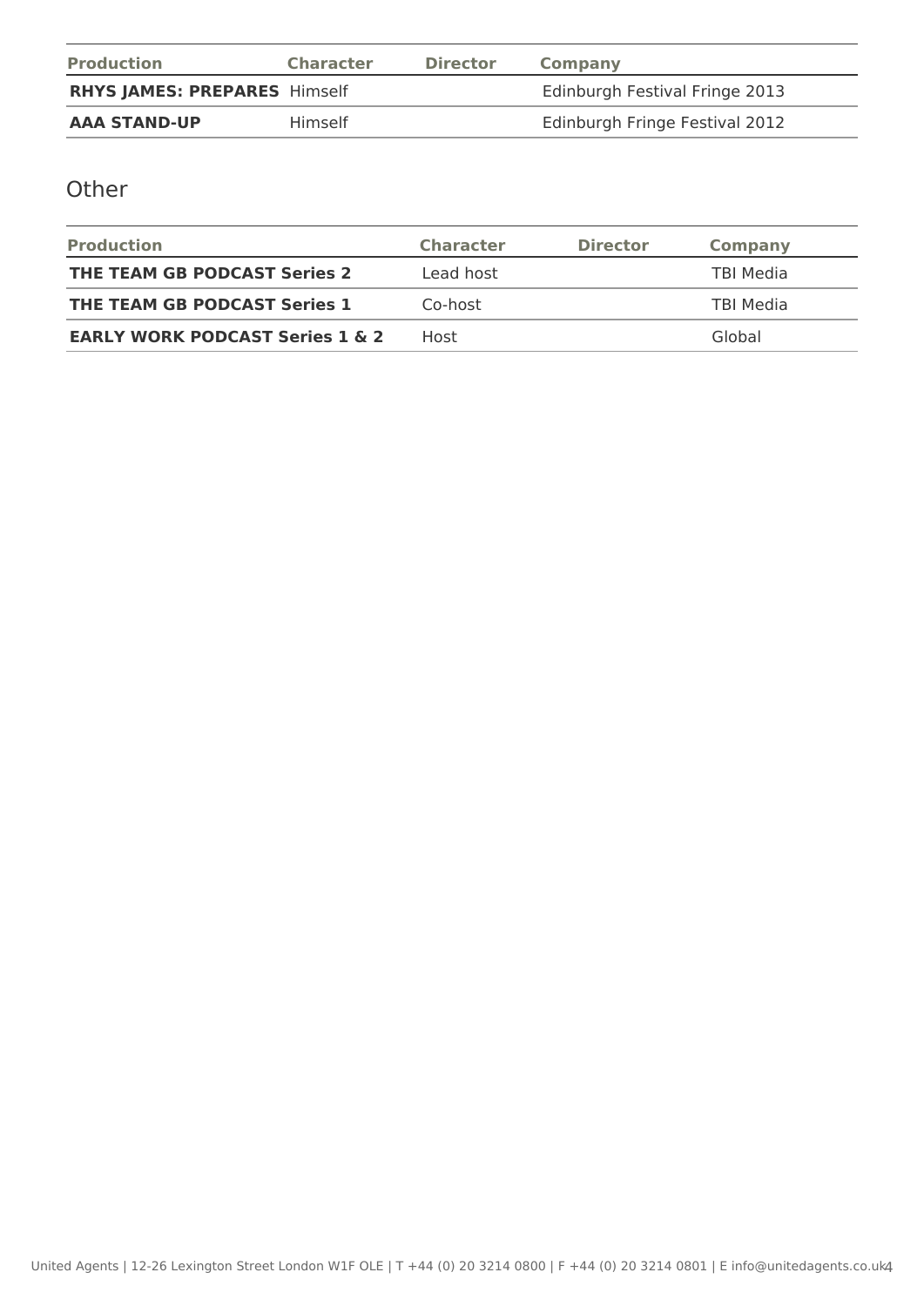| Production | Character | Director | Company |
| --- | --- | --- | --- |
| **RHYS JAMES: PREPARES** | Himself | | Edinburgh Festival Fringe 2013 |
| **AAA STAND-UP** | Himself | | Edinburgh Fringe Festival 2012 |

## Other

| Production | Character | Director | Company |
| --- | --- | --- | --- |
| **THE TEAM GB PODCAST Series 2** | Lead host | | TBI Media |
| **THE TEAM GB PODCAST Series 1** | Co-host | | TBI Media |
| **EARLY WORK PODCAST Series 1 & 2** | Host | | Global |